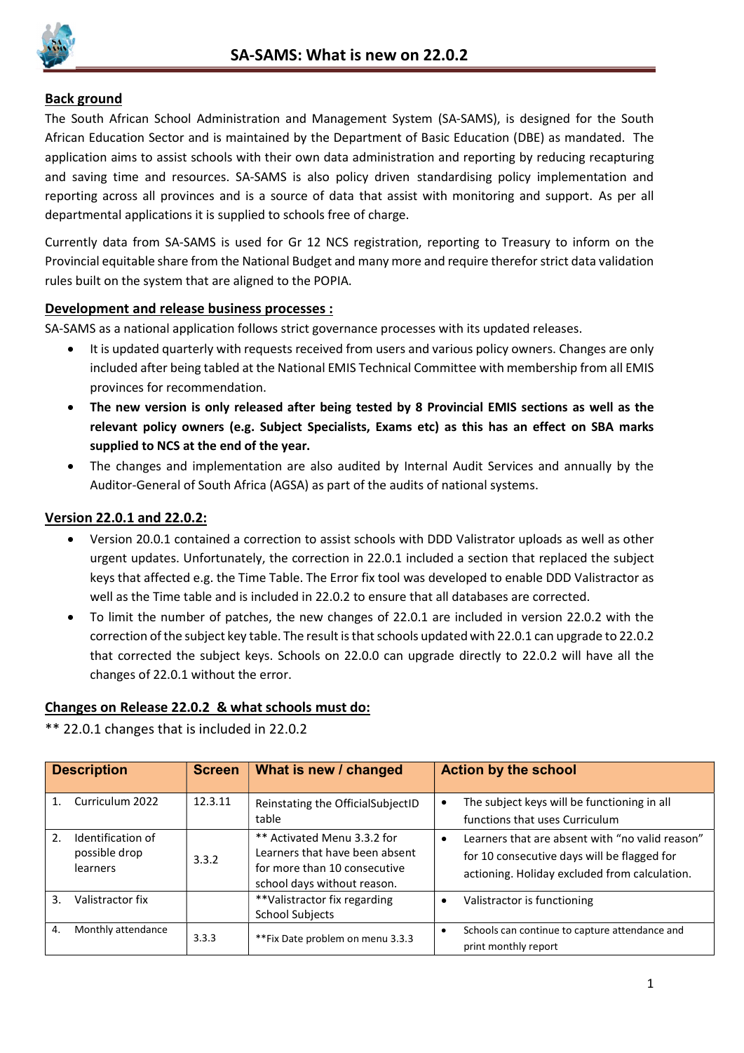# SA-SAMS: What is new on 22.0.2

## Back ground

The South African School Administration and Management System (SA-SAMS), is designed for the South African Education Sector and is maintained by the Department of Basic Education (DBE) as mandated. The application aims to assist schools with their own data administration and reporting by reducing recapturing and saving time and resources. SA-SAMS is also policy driven standardising policy implementation and reporting across all provinces and is a source of data that assist with monitoring and support. As per all departmental applications it is supplied to schools free of charge.

Currently data from SA-SAMS is used for Gr 12 NCS registration, reporting to Treasury to inform on the Provincial equitable share from the National Budget and many more and require therefor strict data validation rules built on the system that are aligned to the POPIA.

## Development and release business processes :

SA-SAMS as a national application follows strict governance processes with its updated releases.

- It is updated quarterly with requests received from users and various policy owners. Changes are only included after being tabled at the National EMIS Technical Committee with membership from all EMIS provinces for recommendation.
- **The new version is only released after being tested by 8 Provincial EMIS sections as well as the relevant policy owners (e.g. Subject Specialists, Exams etc) as this has an effect on SBA marks supplied to NCS at the end of the year.**
- The changes and implementation are also audited by Internal Audit Services and annually by the Auditor-General of South Africa (AGSA) as part of the audits of national systems.

## Version 22.0.1 and 22.0.2:

- Version 20.0.1 contained a correction to assist schools with DDD Valistrator uploads as well as other urgent updates. Unfortunately, the correction in 22.0.1 included a section that replaced the subject keys that affected e.g. the Time Table. The Error fix tool was developed to enable DDD Valistractor as well as the Time table and is included in 22.0.2 to ensure that all databases are corrected.
- To limit the number of patches, the new changes of 22.0.1 are included in version 22.0.2 with the correction of the subject key table. The result is that schools updated with 22.0.1 can upgrade to 22.0.2 that corrected the subject keys. Schools on 22.0.0 can upgrade directly to 22.0.2 will have all the changes of 22.0.1 without the error.

## Changes on Release 22.0.2 & what schools must do:

** 22.0.1 changes that is included in 22.0.2

| Description | Screen | What is new / changed | Action by the school |
|---|---|---|---|
| 1. Curriculum 2022 | 12.3.11 | Reinstating the OfficialSubjectID table | • The subject keys will be functioning in all functions that uses Curriculum |
| 2. Identification of possible drop learners | 3.3.2 | ** Activated Menu 3.3.2 for Learners that have been absent for more than 10 consecutive school days without reason. | • Learners that are absent with "no valid reason" for 10 consecutive days will be flagged for actioning. Holiday excluded from calculation. |
| 3. Valistractor fix | | **Valistractor fix regarding School Subjects | • Valistractor is functioning |
| 4. Monthly attendance | 3.3.3 | **Fix Date problem on menu 3.3.3 | • Schools can continue to capture attendance and print monthly report |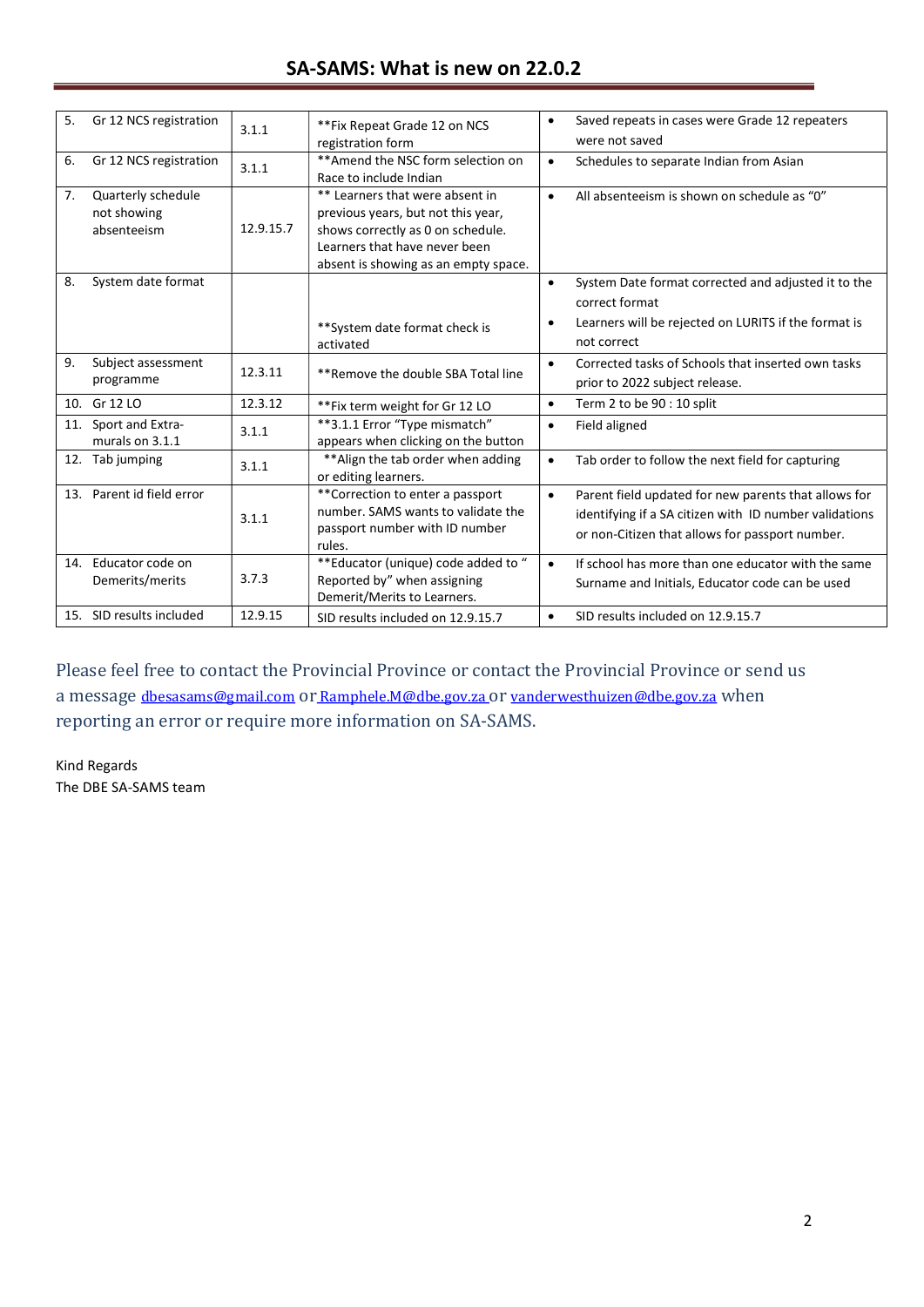## SA-SAMS: What is new on 22.0.2

| | | | | |
|---|---|---|---|---|
| 5. | Gr 12 NCS registration | 3.1.1 | **Fix Repeat Grade 12 on NCS registration form | • Saved repeats in cases were Grade 12 repeaters were not saved |
| 6. | Gr 12 NCS registration | 3.1.1 | **Amend the NSC form selection on Race to include Indian | • Schedules to separate Indian from Asian |
| 7. | Quarterly schedule not showing absenteeism | 12.9.15.7 | ** Learners that were absent in previous years, but not this year, shows correctly as 0 on schedule. Learners that have never been absent is showing as an empty space. | • All absenteeism is shown on schedule as "0" |
| 8. | System date format | | **System date format check is activated | • System Date format corrected and adjusted it to the correct format<br>• Learners will be rejected on LURITS if the format is not correct |
| 9. | Subject assessment programme | 12.3.11 | **Remove the double SBA Total line | • Corrected tasks of Schools that inserted own tasks prior to 2022 subject release. |
| 10. | Gr 12 LO | 12.3.12 | **Fix term weight for Gr 12 LO | • Term 2 to be 90 : 10 split |
| 11. | Sport and Extra-murals on 3.1.1 | 3.1.1 | **3.1.1 Error "Type mismatch" appears when clicking on the button | • Field aligned |
| 12. | Tab jumping | 3.1.1 | **Align the tab order when adding or editing learners. | • Tab order to follow the next field for capturing |
| 13. | Parent id field error | 3.1.1 | **Correction to enter a passport number. SAMS wants to validate the passport number with ID number rules. | • Parent field updated for new parents that allows for identifying if a SA citizen with ID number validations or non-Citizen that allows for passport number. |
| 14. | Educator code on Demerits/merits | 3.7.3 | **Educator (unique) code added to " Reported by" when assigning Demerit/Merits to Learners. | • If school has more than one educator with the same Surname and Initials, Educator code can be used |
| 15. | SID results included | 12.9.15 | SID results included on 12.9.15.7 | • SID results included on 12.9.15.7 |

Please feel free to contact the Provincial Province or contact the Provincial Province or send us a message dbesasams@gmail.com or Ramphele.M@dbe.gov.za or vanderwesthuizen@dbe.gov.za when reporting an error or require more information on SA-SAMS.

Kind Regards
The DBE SA-SAMS team